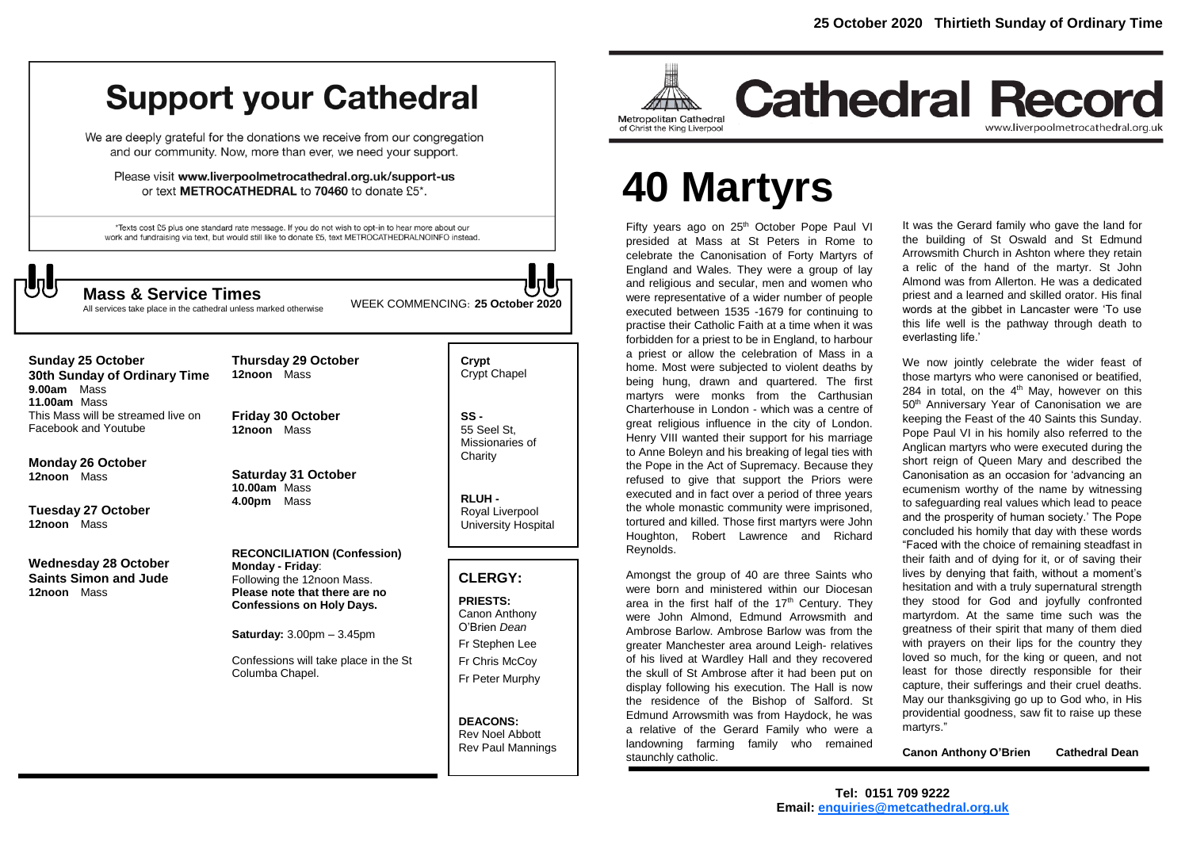**25 October 2020 Thirtieth Sunday of Ordinary Time**

# Support your Cathedral

We are deeply grateful for the donations we receive from our congregation and our community. Now, more than ever, we need your support.

Please visit **www.liverpoolmetrocathedral.org.uk/support-us** or text **METROCATHEDRAL** to **70460** to donate £5*.

*Texts cost £5 plus one standard rate message. If you do not wish to opt-in to hear more about our work and fundraising via text, but would still like to donate £5, text METROCATHEDRALNOINFO instead.

## Mass & Service Times

All services take place in the cathedral unless marked otherwise

WEEK COMMENCING: **25 October 2020**

**Sunday 25 October**
**30th Sunday of Ordinary Time**
**9.00am** Mass
**11.00am** Mass
This Mass will be streamed live on Facebook and Youtube

**Monday 26 October**
**12noon** Mass

**Tuesday 27 October**
**12noon** Mass

**Wednesday 28 October**
**Saints Simon and Jude**
**12noon** Mass

**Thursday 29 October**
**12noon** Mass

**Friday 30 October**
**12noon** Mass

**Saturday 31 October**
**10.00am** Mass
**4.00pm** Mass

**RECONCILIATION (Confession)**
**Monday - Friday**:
Following the 12noon Mass.
**Please note that there are no Confessions on Holy Days.**

**Saturday:** 3.00pm – 3.45pm

Confessions will take place in the St Columba Chapel.

**Crypt**
Crypt Chapel

**SS -**
55 Seel St, Missionaries of Charity

**RLUH -**
Royal Liverpool University Hospital

## CLERGY:

**PRIESTS:**
Canon Anthony O'Brien *Dean*
Fr Stephen Lee
Fr Chris McCoy
Fr Peter Murphy

**DEACONS:**
Rev Noel Abbott
Rev Paul Mannings

Metropolitan Cathedral of Christ the King Liverpool

# Cathedral Record

www.liverpoolmetrocathedral.org.uk

# 40 Martyrs

Fifty years ago on 25th October Pope Paul VI presided at Mass at St Peters in Rome to celebrate the Canonisation of Forty Martyrs of England and Wales. They were a group of lay and religious and secular, men and women who were representative of a wider number of people executed between 1535 -1679 for continuing to practise their Catholic Faith at a time when it was forbidden for a priest to be in England, to harbour a priest or allow the celebration of Mass in a home. Most were subjected to violent deaths by being hung, drawn and quartered. The first martyrs were monks from the Carthusian Charterhouse in London - which was a centre of great religious influence in the city of London. Henry VIII wanted their support for his marriage to Anne Boleyn and his breaking of legal ties with the Pope in the Act of Supremacy. Because they refused to give that support the Priors were executed and in fact over a period of three years the whole monastic community were imprisoned, tortured and killed. Those first martyrs were John Houghton, Robert Lawrence and Richard Reynolds.

Amongst the group of 40 are three Saints who were born and ministered within our Diocesan area in the first half of the 17th Century. They were John Almond, Edmund Arrowsmith and Ambrose Barlow. Ambrose Barlow was from the greater Manchester area around Leigh- relatives of his lived at Wardley Hall and they recovered the skull of St Ambrose after it had been put on display following his execution. The Hall is now the residence of the Bishop of Salford. St Edmund Arrowsmith was from Haydock, he was a relative of the Gerard Family who were a landowning farming family who remained staunchly catholic.

It was the Gerard family who gave the land for the building of St Oswald and St Edmund Arrowsmith Church in Ashton where they retain a relic of the hand of the martyr. St John Almond was from Allerton. He was a dedicated priest and a learned and skilled orator. His final words at the gibbet in Lancaster were 'To use this life well is the pathway through death to everlasting life.'

We now jointly celebrate the wider feast of those martyrs who were canonised or beatified, 284 in total, on the 4th May, however on this 50th Anniversary Year of Canonisation we are keeping the Feast of the 40 Saints this Sunday. Pope Paul VI in his homily also referred to the Anglican martyrs who were executed during the short reign of Queen Mary and described the Canonisation as an occasion for 'advancing an ecumenism worthy of the name by witnessing to safeguarding real values which lead to peace and the prosperity of human society.' The Pope concluded his homily that day with these words "Faced with the choice of remaining steadfast in their faith and of dying for it, or of saving their lives by denying that faith, without a moment's hesitation and with a truly supernatural strength they stood for God and joyfully confronted martyrdom. At the same time such was the greatness of their spirit that many of them died with prayers on their lips for the country they loved so much, for the king or queen, and not least for those directly responsible for their capture, their sufferings and their cruel deaths. May our thanksgiving go up to God who, in His providential goodness, saw fit to raise up these martyrs."

**Canon Anthony O'Brien Cathedral Dean**

**Tel: 0151 709 9222**
**Email: enquiries@metcathedral.org.uk**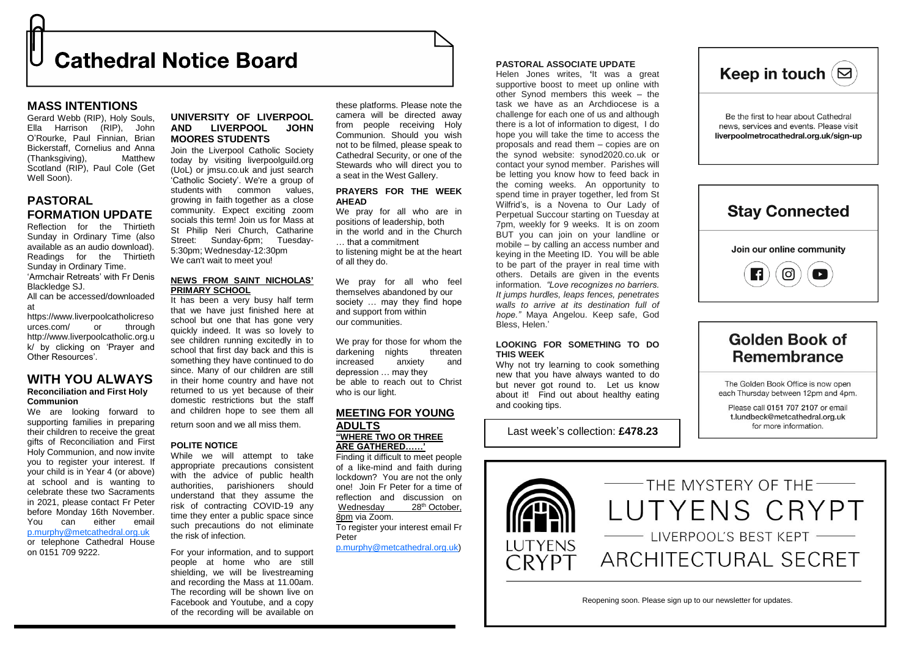# Cathedral Notice Board

## MASS INTENTIONS

Gerard Webb (RIP), Holy Souls, Ella Harrison (RIP), John O'Rourke, Paul Finnian, Brian Bickerstaff, Cornelius and Anna (Thanksgiving), Matthew Scotland (RIP), Paul Cole (Get Well Soon).

## PASTORAL FORMATION UPDATE

Reflection for the Thirtieth Sunday in Ordinary Time (also available as an audio download). Readings for the Thirtieth Sunday in Ordinary Time.

'Armchair Retreats' with Fr Denis Blackledge SJ.

All can be accessed/downloaded at https://www.liverpoolcatholicresources.com/ or through http://www.liverpoolcatholic.org.uk/ by clicking on 'Prayer and Other Resources'.

## WITH YOU ALWAYS

**Reconciliation and First Holy Communion**

We are looking forward to supporting families in preparing their children to receive the great gifts of Reconciliation and First Holy Communion, and now invite you to register your interest. If your child is in Year 4 (or above) at school and is wanting to celebrate these two Sacraments in 2021, please contact Fr Peter before Monday 16th November. You can either email p.murphy@metcathedral.org.uk or telephone Cathedral House on 0151 709 9222.

### UNIVERSITY OF LIVERPOOL AND LIVERPOOL JOHN MOORES STUDENTS

Join the Liverpool Catholic Society today by visiting liverpoolguild.org (UoL) or jmsu.co.uk and just search 'Catholic Society'. We're a group of students with common values, growing in faith together as a close community. Expect exciting zoom socials this term! Join us for Mass at St Philip Neri Church, Catharine Street: Sunday-6pm; Tuesday-5:30pm; Wednesday-12:30pm

We can't wait to meet you!

### NEWS FROM SAINT NICHOLAS' PRIMARY SCHOOL

It has been a very busy half term that we have just finished here at school but one that has gone very quickly indeed. It was so lovely to see children running excitedly in to school that first day back and this is something they have continued to do since. Many of our children are still in their home country and have not returned to us yet because of their domestic restrictions but the staff and children hope to see them all return soon and we all miss them.

### POLITE NOTICE

While we will attempt to take appropriate precautions consistent with the advice of public health authorities, parishioners should understand that they assume the risk of contracting COVID-19 any time they enter a public space since such precautions do not eliminate the risk of infection.

For your information, and to support people at home who are still shielding, we will be livestreaming and recording the Mass at 11.00am. The recording will be shown live on Facebook and Youtube, and a copy of the recording will be available on these platforms. Please note the camera will be directed away from people receiving Holy Communion. Should you wish not to be filmed, please speak to Cathedral Security, or one of the Stewards who will direct you to a seat in the West Gallery.

### PRAYERS FOR THE WEEK AHEAD

We pray for all who are in positions of leadership, both in the world and in the Church … that a commitment to listening might be at the heart of all they do.

We pray for all who feel themselves abandoned by our society … may they find hope and support from within our communities.

We pray for those for whom the darkening nights threaten increased anxiety and depression … may they be able to reach out to Christ who is our light.

## MEETING FOR YOUNG ADULTS

**"WHERE TWO OR THREE ARE GATHERED……'**

Finding it difficult to meet people of a like-mind and faith during lockdown? You are not the only one! Join Fr Peter for a time of reflection and discussion on Wednesday 28th October, 8pm via Zoom.

To register your interest email Fr Peter (p.murphy@metcathedral.org.uk)

### PASTORAL ASSOCIATE UPDATE

Helen Jones writes, 'It was a great supportive boost to meet up online with other Synod members this week – the task we have as an Archdiocese is a challenge for each one of us and although there is a lot of information to digest, I do hope you will take the time to access the proposals and read them – copies are on the synod website: synod2020.co.uk or contact your synod member. Parishes will be letting you know how to feed back in the coming weeks. An opportunity to spend time in prayer together, led from St Wilfrid's, is a Novena to Our Lady of Perpetual Succour starting on Tuesday at 7pm, weekly for 9 weeks. It is on zoom BUT you can join on your landline or mobile – by calling an access number and keying in the Meeting ID. You will be able to be part of the prayer in real time with others. Details are given in the events information. *"Love recognizes no barriers. It jumps hurdles, leaps fences, penetrates walls to arrive at its destination full of hope."* Maya Angelou. Keep safe, God Bless, Helen.'

### LOOKING FOR SOMETHING TO DO THIS WEEK

Why not try learning to cook something new that you have always wanted to do but never got round to. Let us know about it! Find out about healthy eating and cooking tips.

Last week's collection: **£478.23**

## Keep in touch

Be the first to hear about Cathedral news, services and events. Please visit **liverpoolmetrocathedral.org.uk/sign-up**

## Stay Connected

**Join our online community**

## Golden Book of Remembrance

The Golden Book Office is now open each Thursday between 12pm and 4pm.

Please call **0151 707 2107** or email **t.lundbeck@metcathedral.org.uk** for more information.

## THE MYSTERY OF THE LUTYENS CRYPT

LUTYENS CRYPT

LIVERPOOL'S BEST KEPT ARCHITECTURAL SECRET

Reopening soon. Please sign up to our newsletter for updates.